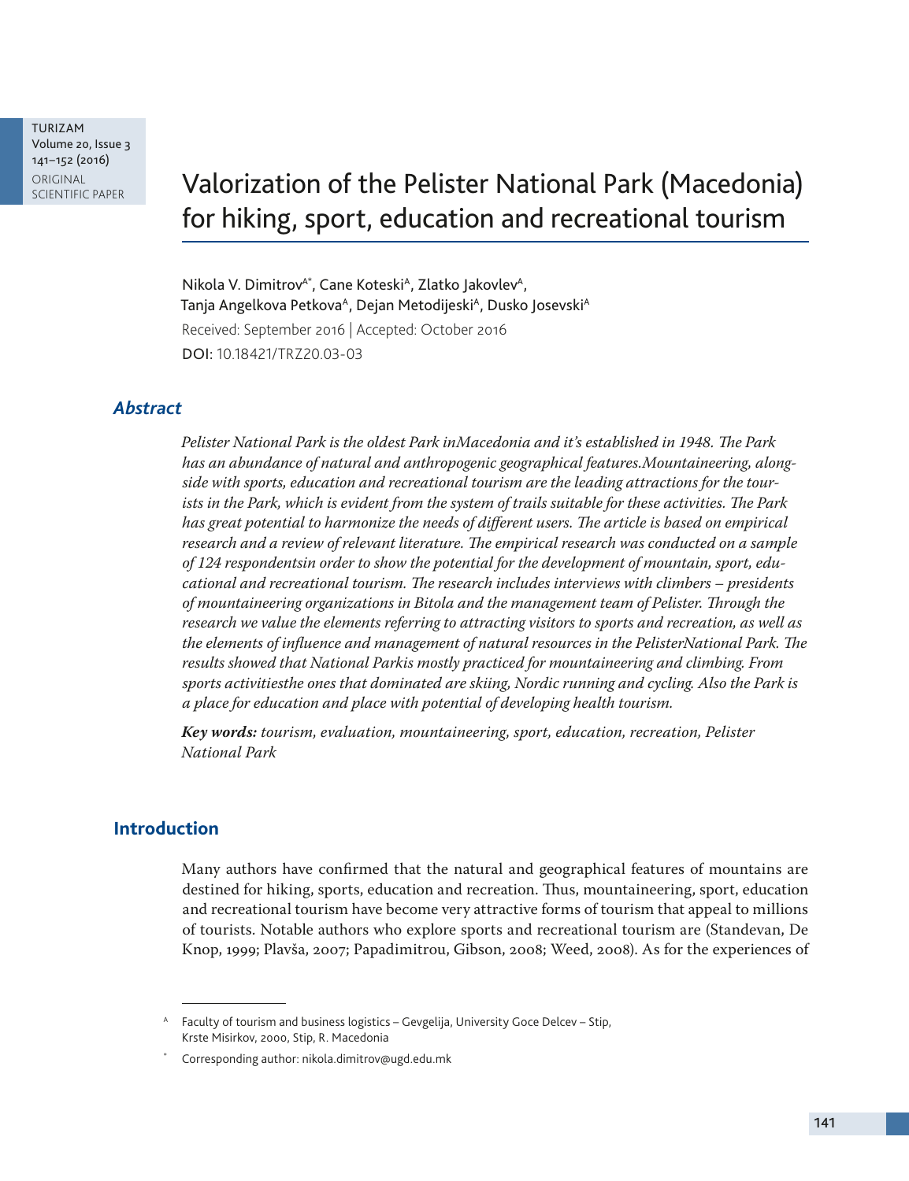# Valorization of the Pelister National Park (Macedonia) for hiking, sport, education and recreational tourism

Nikola V. Dimitrov[A*], Cane Koteski[A], Zlatko Jakovlev[A], Tanja Angelkova Petkova[A], Dejan Metodijeski[A], Dusko Josevski[A]

Received: September 2016 | Accepted: October 2016

DOI: 10.18421/TRZ20.03-03

## Abstract

*Pelister National Park is the oldest Park inMacedonia and it's established in 1948. The Park has an abundance of natural and anthropogenic geographical features.Mountaineering, alongside with sports, education and recreational tourism are the leading attractions for the tourists in the Park, which is evident from the system of trails suitable for these activities. The Park has great potential to harmonize the needs of different users. The article is based on empirical research and a review of relevant literature. The empirical research was conducted on a sample of 124 respondentsin order to show the potential for the development of mountain, sport, educational and recreational tourism. The research includes interviews with climbers – presidents of mountaineering organizations in Bitola and the management team of Pelister. Through the research we value the elements referring to attracting visitors to sports and recreation, as well as the elements of influence and management of natural resources in the PelisterNational Park. The results showed that National Parkis mostly practiced for mountaineering and climbing. From sports activitiesthe ones that dominated are skiing, Nordic running and cycling. Also the Park is a place for education and place with potential of developing health tourism.*

***Key words:*** *tourism, evaluation, mountaineering, sport, education, recreation, Pelister National Park*

## Introduction

Many authors have confirmed that the natural and geographical features of mountains are destined for hiking, sports, education and recreation. Thus, mountaineering, sport, education and recreational tourism have become very attractive forms of tourism that appeal to millions of tourists. Notable authors who explore sports and recreational tourism are (Standevan, De Knop, 1999; Plavša, 2007; Papadimitrou, Gibson, 2008; Weed, 2008). As for the experiences of

---

[A] Faculty of tourism and business logistics – Gevgelija, University Goce Delcev – Stip, Krste Misirkov, 2000, Stip, R. Macedonia

[*] Corresponding author: nikola.dimitrov@ugd.edu.mk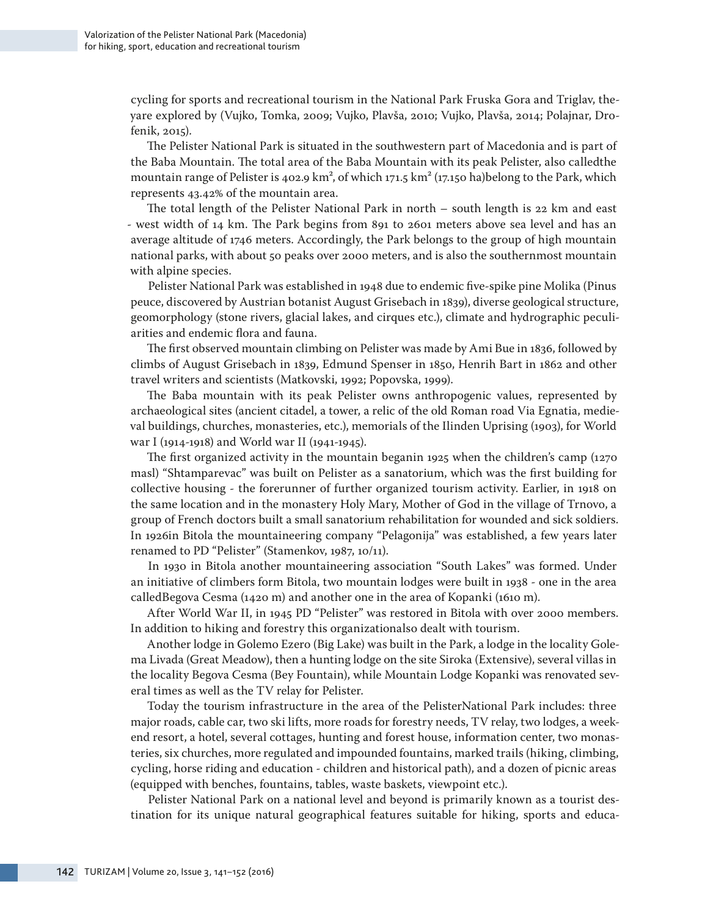cycling for sports and recreational tourism in the National Park Fruska Gora and Triglav, theyare explored by (Vujko, Tomka, 2009; Vujko, Plavša, 2010; Vujko, Plavša, 2014; Polajnar, Drofenik, 2015).

The Pelister National Park is situated in the southwestern part of Macedonia and is part of the Baba Mountain. The total area of the Baba Mountain with its peak Pelister, also calledthe mountain range of Pelister is 402.9 km², of which 171.5 km² (17.150 ha)belong to the Park, which represents 43.42% of the mountain area.

The total length of the Pelister National Park in north – south length is 22 km and east - west width of 14 km. The Park begins from 891 to 2601 meters above sea level and has an average altitude of 1746 meters. Accordingly, the Park belongs to the group of high mountain national parks, with about 50 peaks over 2000 meters, and is also the southernmost mountain with alpine species.

Pelister National Park was established in 1948 due to endemic five-spike pine Molika (Pinus peuce, discovered by Austrian botanist August Grisebach in 1839), diverse geological structure, geomorphology (stone rivers, glacial lakes, and cirques etc.), climate and hydrographic peculiarities and endemic flora and fauna.

The first observed mountain climbing on Pelister was made by Ami Bue in 1836, followed by climbs of August Grisebach in 1839, Edmund Spenser in 1850, Henrih Bart in 1862 and other travel writers and scientists (Matkovski, 1992; Popovska, 1999).

The Baba mountain with its peak Pelister owns anthropogenic values, represented by archaeological sites (ancient citadel, a tower, a relic of the old Roman road Via Egnatia, medieval buildings, churches, monasteries, etc.), memorials of the Ilinden Uprising (1903), for World war I (1914-1918) and World war II (1941-1945).

The first organized activity in the mountain beganin 1925 when the children's camp (1270 masl) "Shtamparevac" was built on Pelister as a sanatorium, which was the first building for collective housing - the forerunner of further organized tourism activity. Earlier, in 1918 on the same location and in the monastery Holy Mary, Mother of God in the village of Trnovo, a group of French doctors built a small sanatorium rehabilitation for wounded and sick soldiers. In 1926in Bitola the mountaineering company "Pelagonija" was established, a few years later renamed to PD "Pelister" (Stamenkov, 1987, 10/11).

In 1930 in Bitola another mountaineering association "South Lakes" was formed. Under an initiative of climbers form Bitola, two mountain lodges were built in 1938 - one in the area calledBegova Cesma (1420 m) and another one in the area of Kopanki (1610 m).

After World War II, in 1945 PD "Pelister" was restored in Bitola with over 2000 members. In addition to hiking and forestry this organizationalso dealt with tourism.

Another lodge in Golemo Ezero (Big Lake) was built in the Park, a lodge in the locality Golema Livada (Great Meadow), then a hunting lodge on the site Siroka (Extensive), several villas in the locality Begova Cesma (Bey Fountain), while Mountain Lodge Kopanki was renovated several times as well as the TV relay for Pelister.

Today the tourism infrastructure in the area of the PelisterNational Park includes: three major roads, cable car, two ski lifts, more roads for forestry needs, TV relay, two lodges, a weekend resort, a hotel, several cottages, hunting and forest house, information center, two monasteries, six churches, more regulated and impounded fountains, marked trails (hiking, climbing, cycling, horse riding and education - children and historical path), and a dozen of picnic areas (equipped with benches, fountains, tables, waste baskets, viewpoint etc.).

Pelister National Park on a national level and beyond is primarily known as a tourist destination for its unique natural geographical features suitable for hiking, sports and educa-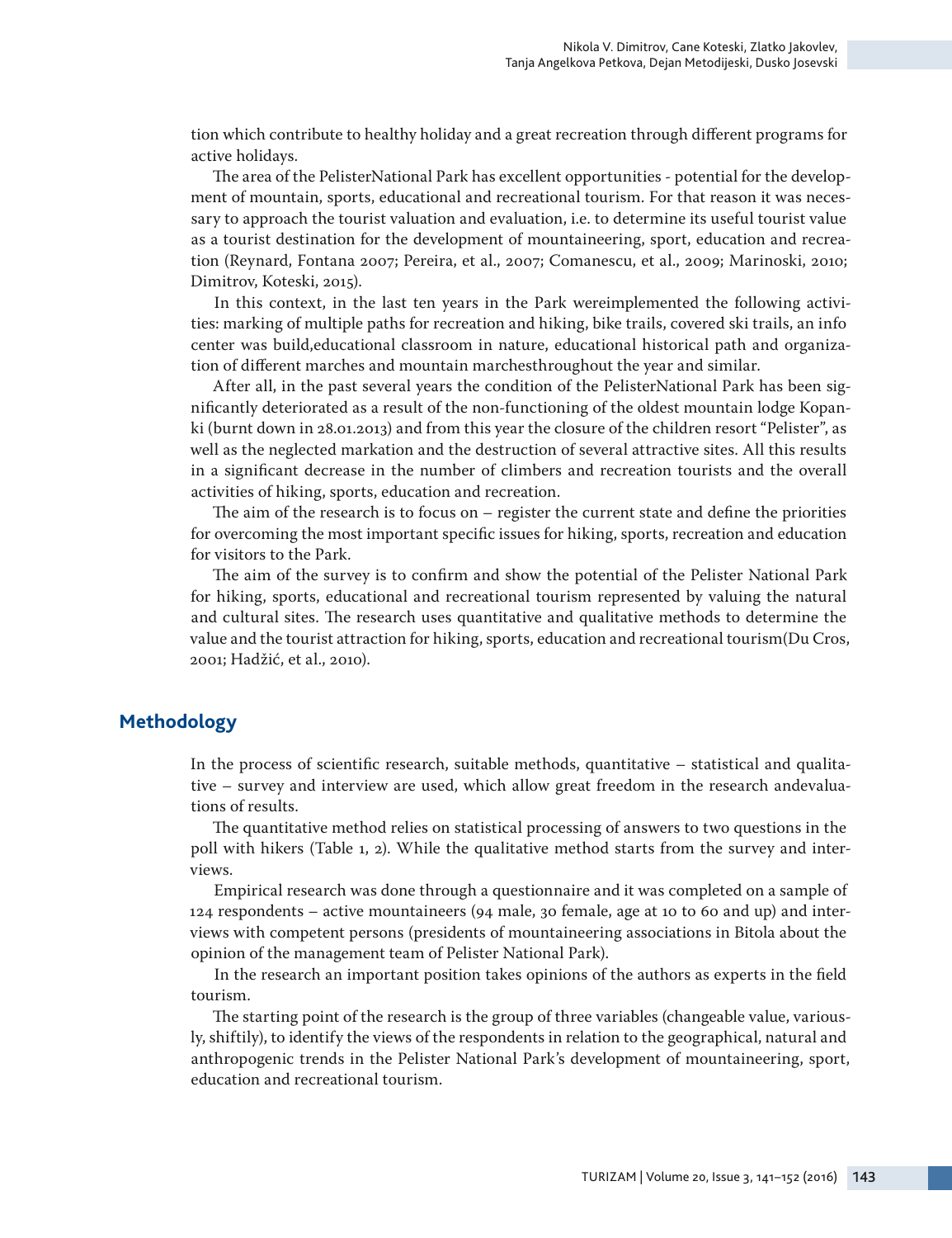tion which contribute to healthy holiday and a great recreation through different programs for active holidays.

The area of the PelisterNational Park has excellent opportunities - potential for the development of mountain, sports, educational and recreational tourism. For that reason it was necessary to approach the tourist valuation and evaluation, i.e. to determine its useful tourist value as a tourist destination for the development of mountaineering, sport, education and recreation (Reynard, Fontana 2007; Pereira, et al., 2007; Comanescu, et al., 2009; Marinoski, 2010; Dimitrov, Koteski, 2015).

In this context, in the last ten years in the Park wereimplemented the following activities: marking of multiple paths for recreation and hiking, bike trails, covered ski trails, an info center was build,educational classroom in nature, educational historical path and organization of different marches and mountain marchesthroughout the year and similar.

After all, in the past several years the condition of the PelisterNational Park has been significantly deteriorated as a result of the non-functioning of the oldest mountain lodge Kopanki (burnt down in 28.01.2013) and from this year the closure of the children resort "Pelister", as well as the neglected markation and the destruction of several attractive sites. All this results in a significant decrease in the number of climbers and recreation tourists and the overall activities of hiking, sports, education and recreation.

The aim of the research is to focus on – register the current state and define the priorities for overcoming the most important specific issues for hiking, sports, recreation and education for visitors to the Park.

The aim of the survey is to confirm and show the potential of the Pelister National Park for hiking, sports, educational and recreational tourism represented by valuing the natural and cultural sites. The research uses quantitative and qualitative methods to determine the value and the tourist attraction for hiking, sports, education and recreational tourism(Du Cros, 2001; Hadžić, et al., 2010).

## Methodology

In the process of scientific research, suitable methods, quantitative – statistical and qualitative – survey and interview are used, which allow great freedom in the research andevaluations of results.

The quantitative method relies on statistical processing of answers to two questions in the poll with hikers (Table 1, 2). While the qualitative method starts from the survey and interviews.

Empirical research was done through a questionnaire and it was completed on a sample of 124 respondents – active mountaineers (94 male, 30 female, age at 10 to 60 and up) and interviews with competent persons (presidents of mountaineering associations in Bitola about the opinion of the management team of Pelister National Park).

In the research an important position takes opinions of the authors as experts in the field tourism.

The starting point of the research is the group of three variables (changeable value, variously, shiftily), to identify the views of the respondents in relation to the geographical, natural and anthropogenic trends in the Pelister National Park's development of mountaineering, sport, education and recreational tourism.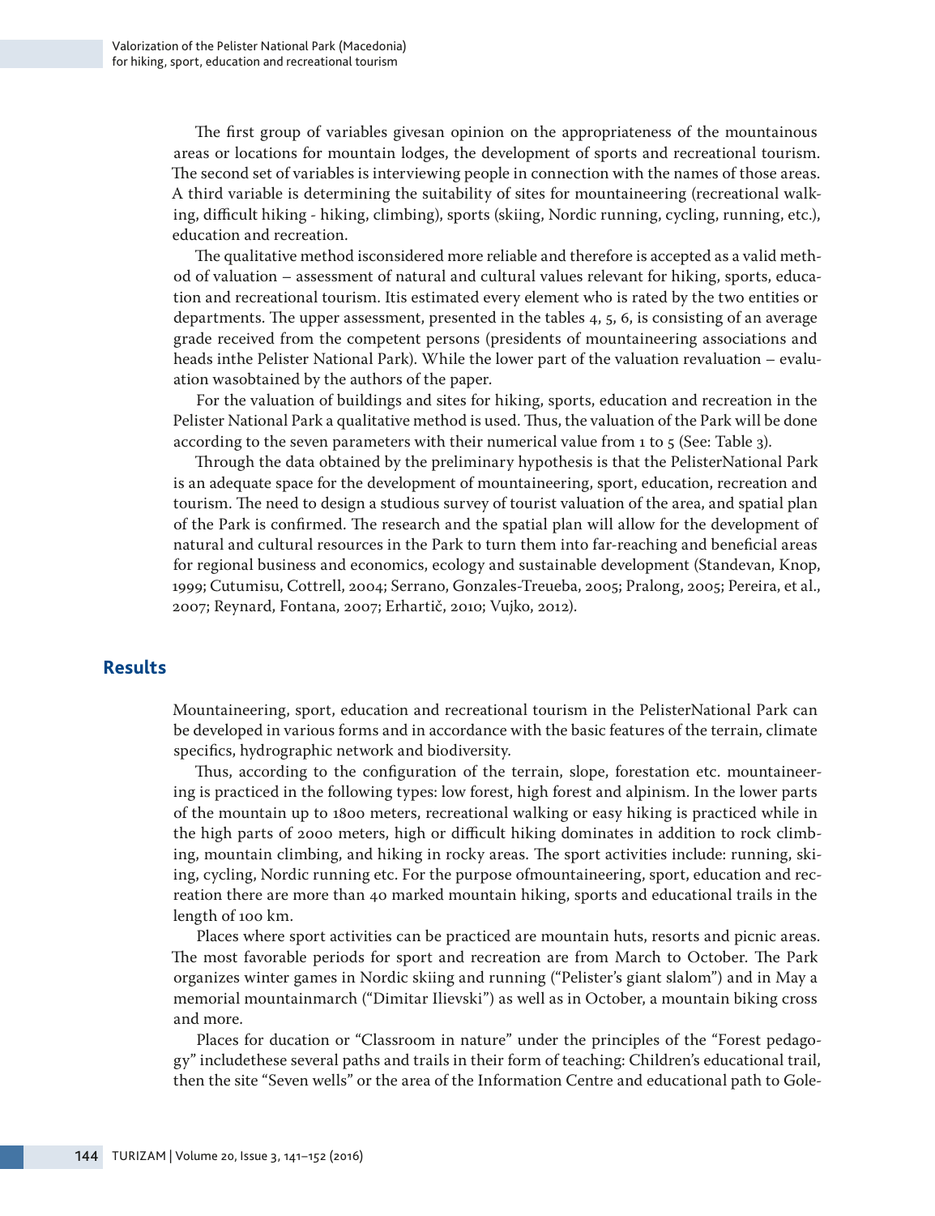The first group of variables givesan opinion on the appropriateness of the mountainous areas or locations for mountain lodges, the development of sports and recreational tourism. The second set of variables is interviewing people in connection with the names of those areas. A third variable is determining the suitability of sites for mountaineering (recreational walking, difficult hiking - hiking, climbing), sports (skiing, Nordic running, cycling, running, etc.), education and recreation.

The qualitative method isconsidered more reliable and therefore is accepted as a valid method of valuation – assessment of natural and cultural values relevant for hiking, sports, education and recreational tourism. Itis estimated every element who is rated by the two entities or departments. The upper assessment, presented in the tables 4, 5, 6, is consisting of an average grade received from the competent persons (presidents of mountaineering associations and heads inthe Pelister National Park). While the lower part of the valuation revaluation – evaluation wasobtained by the authors of the paper.

For the valuation of buildings and sites for hiking, sports, education and recreation in the Pelister National Park a qualitative method is used. Thus, the valuation of the Park will be done according to the seven parameters with their numerical value from 1 to 5 (See: Table 3).

Through the data obtained by the preliminary hypothesis is that the PelisterNational Park is an adequate space for the development of mountaineering, sport, education, recreation and tourism. The need to design a studious survey of tourist valuation of the area, and spatial plan of the Park is confirmed. The research and the spatial plan will allow for the development of natural and cultural resources in the Park to turn them into far-reaching and beneficial areas for regional business and economics, ecology and sustainable development (Standevan, Knop, 1999; Cutumisu, Cottrell, 2004; Serrano, Gonzales-Treueba, 2005; Pralong, 2005; Pereira, et al., 2007; Reynard, Fontana, 2007; Erhartič, 2010; Vujko, 2012).

## Results

Mountaineering, sport, education and recreational tourism in the PelisterNational Park can be developed in various forms and in accordance with the basic features of the terrain, climate specifics, hydrographic network and biodiversity.

Thus, according to the configuration of the terrain, slope, forestation etc. mountaineering is practiced in the following types: low forest, high forest and alpinism. In the lower parts of the mountain up to 1800 meters, recreational walking or easy hiking is practiced while in the high parts of 2000 meters, high or difficult hiking dominates in addition to rock climbing, mountain climbing, and hiking in rocky areas. The sport activities include: running, skiing, cycling, Nordic running etc. For the purpose ofmountaineering, sport, education and recreation there are more than 40 marked mountain hiking, sports and educational trails in the length of 100 km.

Places where sport activities can be practiced are mountain huts, resorts and picnic areas. The most favorable periods for sport and recreation are from March to October. The Park organizes winter games in Nordic skiing and running ("Pelister's giant slalom") and in May a memorial mountainmarch ("Dimitar Ilievski") as well as in October, a mountain biking cross and more.

Places for ducation or "Classroom in nature" under the principles of the "Forest pedagogy" includethese several paths and trails in their form of teaching: Children's educational trail, then the site "Seven wells" or the area of the Information Centre and educational path to Gole-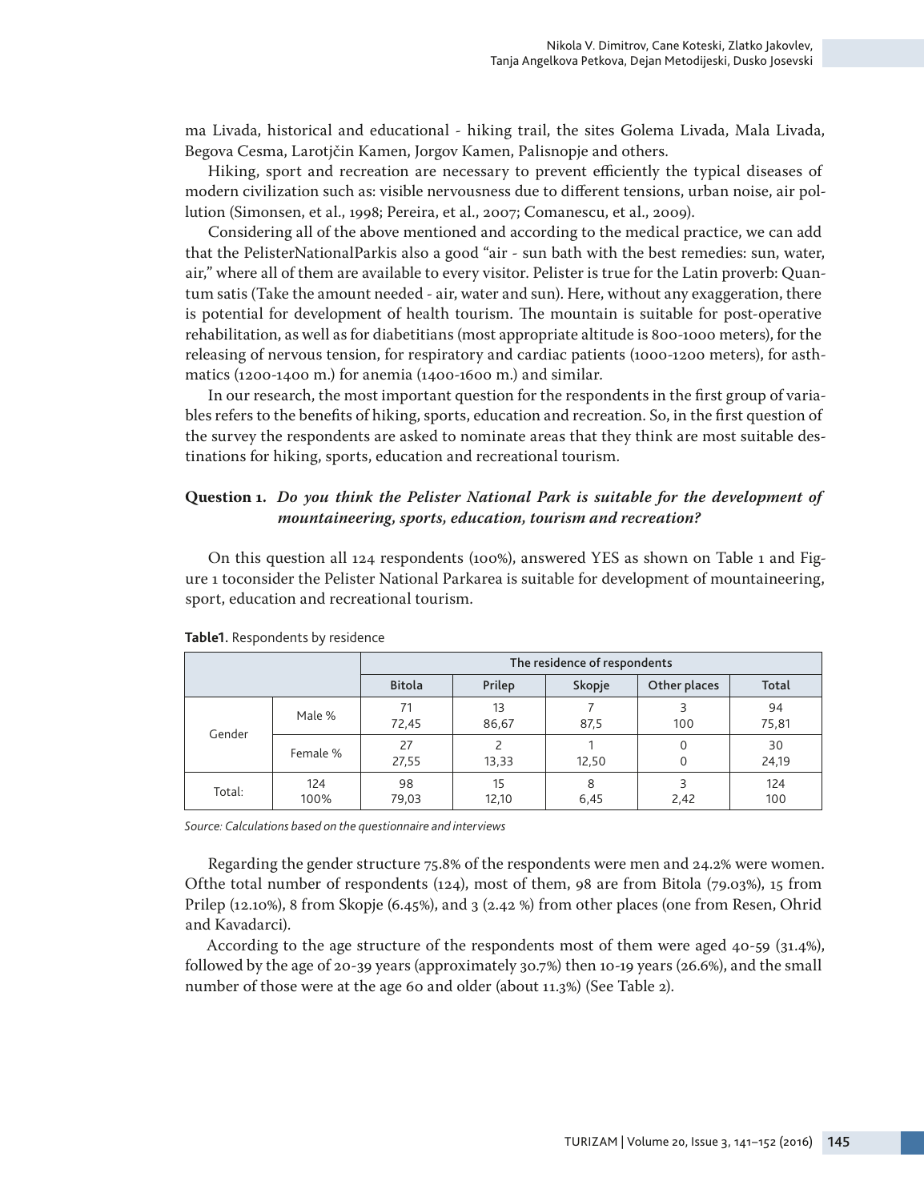ma Livada, historical and educational - hiking trail, the sites Golema Livada, Mala Livada, Begova Cesma, Larotjčin Kamen, Jorgov Kamen, Palisnopje and others.

Hiking, sport and recreation are necessary to prevent efficiently the typical diseases of modern civilization such as: visible nervousness due to different tensions, urban noise, air pollution (Simonsen, et al., 1998; Pereira, et al., 2007; Comanescu, et al., 2009).

Considering all of the above mentioned and according to the medical practice, we can add that the PelisterNationalParkis also a good "air - sun bath with the best remedies: sun, water, air," where all of them are available to every visitor. Pelister is true for the Latin proverb: Quantum satis (Take the amount needed - air, water and sun). Here, without any exaggeration, there is potential for development of health tourism. The mountain is suitable for post-operative rehabilitation, as well as for diabetitians (most appropriate altitude is 800-1000 meters), for the releasing of nervous tension, for respiratory and cardiac patients (1000-1200 meters), for asthmatics (1200-1400 m.) for anemia (1400-1600 m.) and similar.

In our research, the most important question for the respondents in the first group of variables refers to the benefits of hiking, sports, education and recreation. So, in the first question of the survey the respondents are asked to nominate areas that they think are most suitable destinations for hiking, sports, education and recreational tourism.

**Question 1.** ***Do you think the Pelister National Park is suitable for the development of mountaineering, sports, education, tourism and recreation?***

On this question all 124 respondents (100%), answered YES as shown on Table 1 and Figure 1 toconsider the Pelister National Parkarea is suitable for development of mountaineering, sport, education and recreational tourism.

**Table1.** Respondents by residence

| | | The residence of respondents | | | | |
|---|---|---|---|---|---|---|
| | | Bitola | Prilep | Skopje | Other places | Total |
| Gender | Male % | 71<br>72,45 | 13<br>86,67 | 7<br>87,5 | 3<br>100 | 94<br>75,81 |
| | Female % | 27<br>27,55 | 2<br>13,33 | 1<br>12,50 | 0<br>0 | 30<br>24,19 |
| Total: | 124<br>100% | 98<br>79,03 | 15<br>12,10 | 8<br>6,45 | 3<br>2,42 | 124<br>100 |

*Source: Calculations based on the questionnaire and interviews*

Regarding the gender structure 75.8% of the respondents were men and 24.2% were women. Ofthe total number of respondents (124), most of them, 98 are from Bitola (79.03%), 15 from Prilep (12.10%), 8 from Skopje (6.45%), and 3 (2.42 %) from other places (one from Resen, Ohrid and Kavadarci).

According to the age structure of the respondents most of them were aged 40-59 (31.4%), followed by the age of 20-39 years (approximately 30.7%) then 10-19 years (26.6%), and the small number of those were at the age 60 and older (about 11.3%) (See Table 2).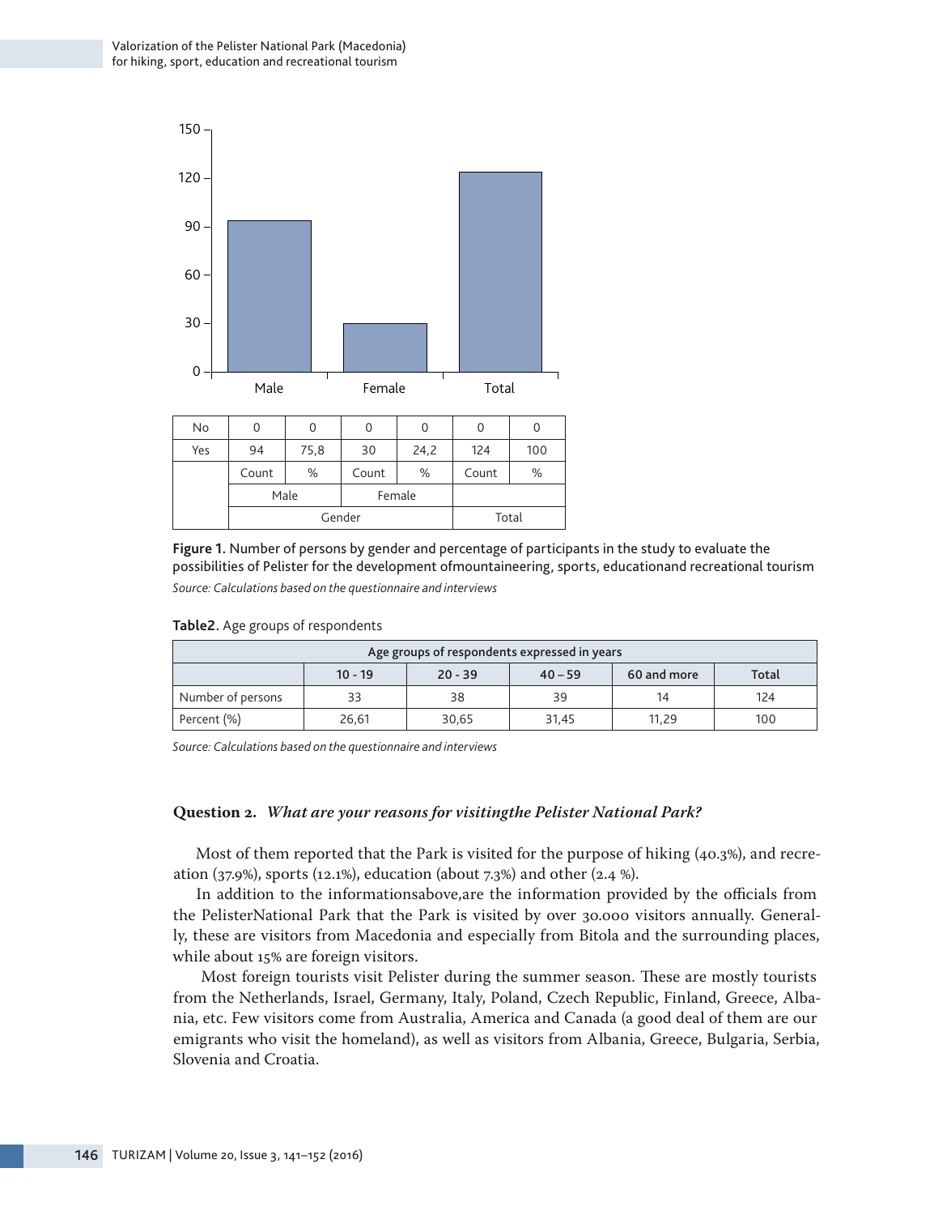| No | 0 | 0 | 0 | 0 | 0 | 0 |
|---|---|---|---|---|---|---|
| Yes | 94 | 75,8 | 30 | 24,2 | 124 | 100 |
| | Count | % | Count | % | Count | % |
| | Male | | Female | | | |
| | Gender | | | | Total | |

**Figure 1.** Number of persons by gender and percentage of participants in the study to evaluate the possibilities of Pelister for the development ofmountaineering, sports, educationand recreational tourism

*Source: Calculations based on the questionnaire and interviews*

**Table2.** Age groups of respondents

| Age groups of respondents expressed in years | | | | | |
|---|---|---|---|---|---|
| | 10 - 19 | 20 - 39 | 40 – 59 | 60 and more | Total |
| Number of persons | 33 | 38 | 39 | 14 | 124 |
| Percent (%) | 26,61 | 30,65 | 31,45 | 11,29 | 100 |

*Source: Calculations based on the questionnaire and interviews*

**Question 2.** ***What are your reasons for visitingthe Pelister National Park?***

Most of them reported that the Park is visited for the purpose of hiking (40.3%), and recreation (37.9%), sports (12.1%), education (about 7.3%) and other (2.4 %).

In addition to the informationsabove,are the information provided by the officials from the PelisterNational Park that the Park is visited by over 30.000 visitors annually. Generally, these are visitors from Macedonia and especially from Bitola and the surrounding places, while about 15% are foreign visitors.

Most foreign tourists visit Pelister during the summer season. These are mostly tourists from the Netherlands, Israel, Germany, Italy, Poland, Czech Republic, Finland, Greece, Albania, etc. Few visitors come from Australia, America and Canada (a good deal of them are our emigrants who visit the homeland), as well as visitors from Albania, Greece, Bulgaria, Serbia, Slovenia and Croatia.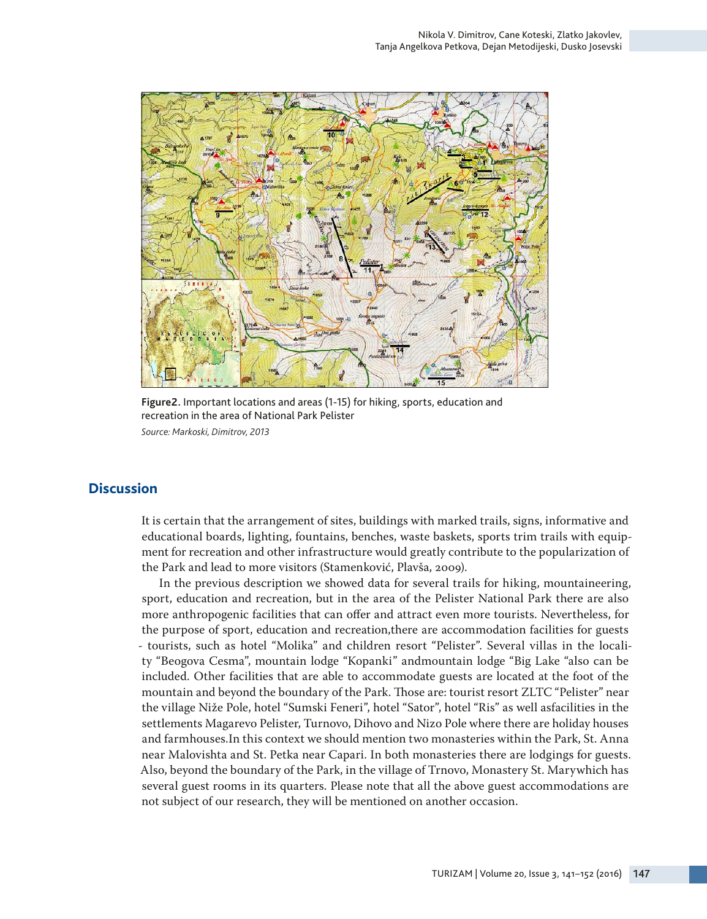Figure2. Important locations and areas (1-15) for hiking, sports, education and recreation in the area of National Park Pelister

*Source: Markoski, Dimitrov, 2013*

## Discussion

It is certain that the arrangement of sites, buildings with marked trails, signs, informative and educational boards, lighting, fountains, benches, waste baskets, sports trim trails with equipment for recreation and other infrastructure would greatly contribute to the popularization of the Park and lead to more visitors (Stamenković, Plavša, 2009).

In the previous description we showed data for several trails for hiking, mountaineering, sport, education and recreation, but in the area of the Pelister National Park there are also more anthropogenic facilities that can offer and attract even more tourists. Nevertheless, for the purpose of sport, education and recreation,there are accommodation facilities for guests - tourists, such as hotel "Molika" and children resort "Pelister". Several villas in the locality "Beogova Cesma", mountain lodge "Kopanki" andmountain lodge "Big Lake "also can be included. Other facilities that are able to accommodate guests are located at the foot of the mountain and beyond the boundary of the Park. Those are: tourist resort ZLTC "Pelister" near the village Niže Pole, hotel "Sumski Feneri", hotel "Sator", hotel "Ris" as well asfacilities in the settlements Magarevo Pelister, Turnovo, Dihovo and Nizo Pole where there are holiday houses and farmhouses.In this context we should mention two monasteries within the Park, St. Anna near Malovishta and St. Petka near Capari. In both monasteries there are lodgings for guests. Also, beyond the boundary of the Park, in the village of Trnovo, Monastery St. Marywhich has several guest rooms in its quarters. Please note that all the above guest accommodations are not subject of our research, they will be mentioned on another occasion.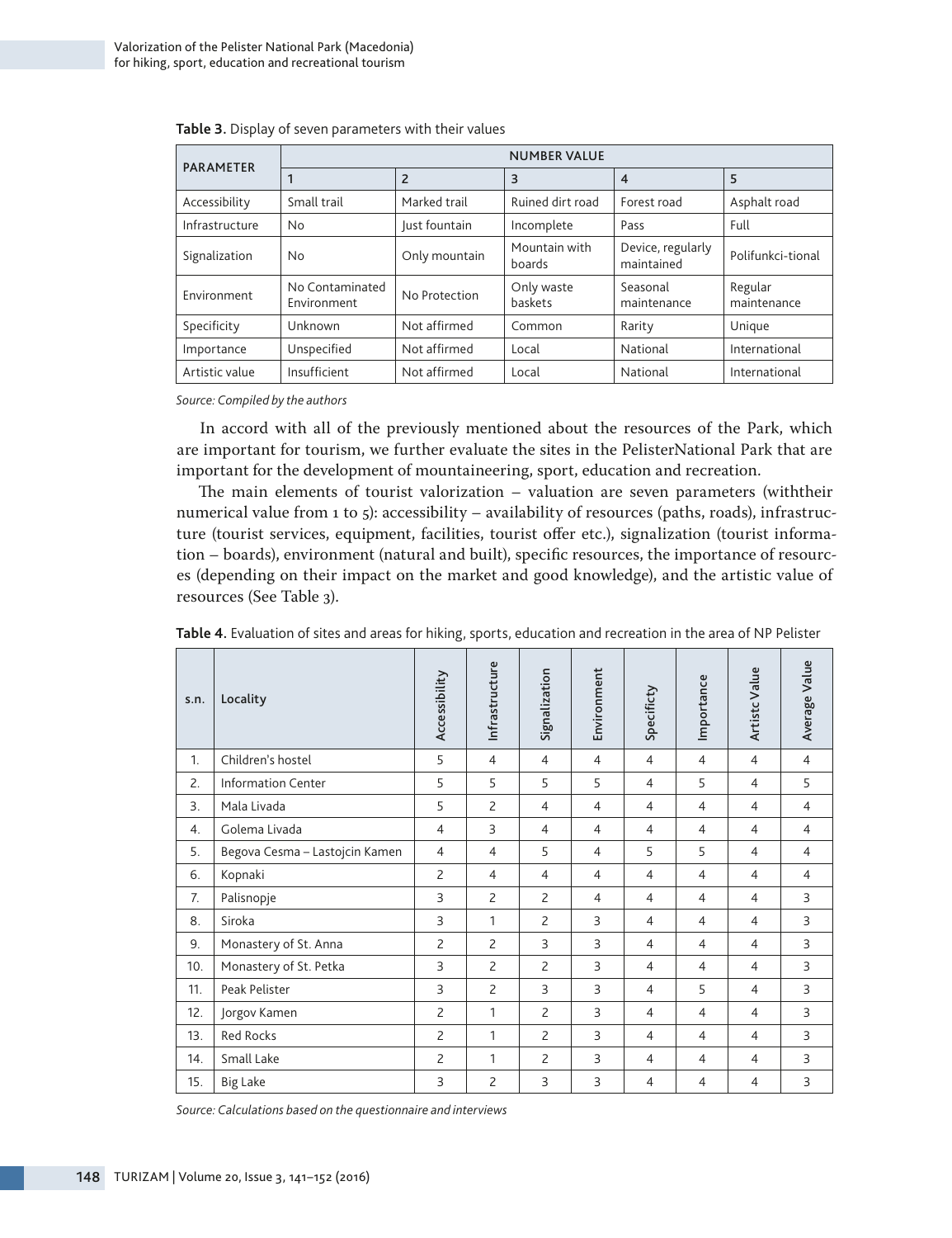**Table 3.** Display of seven parameters with their values

| PARAMETER | NUMBER VALUE | | | | |
|---|---|---|---|---|---|
| | 1 | 2 | 3 | 4 | 5 |
| Accessibility | Small trail | Marked trail | Ruined dirt road | Forest road | Asphalt road |
| Infrastructure | No | Just fountain | Incomplete | Pass | Full |
| Signalization | No | Only mountain | Mountain with boards | Device, regularly maintained | Polifunkci-tional |
| Environment | No Contaminated Environment | No Protection | Only waste baskets | Seasonal maintenance | Regular maintenance |
| Specificity | Unknown | Not affirmed | Common | Rarity | Unique |
| Importance | Unspecified | Not affirmed | Local | National | International |
| Artistic value | Insufficient | Not affirmed | Local | National | International |

*Source: Compiled by the authors*

In accord with all of the previously mentioned about the resources of the Park, which are important for tourism, we further evaluate the sites in the PelisterNational Park that are important for the development of mountaineering, sport, education and recreation.

The main elements of tourist valorization – valuation are seven parameters (withtheir numerical value from 1 to 5): accessibility – availability of resources (paths, roads), infrastructure (tourist services, equipment, facilities, tourist offer etc.), signalization (tourist information – boards), environment (natural and built), specific resources, the importance of resources (depending on their impact on the market and good knowledge), and the artistic value of resources (See Table 3).

**Table 4.** Evaluation of sites and areas for hiking, sports, education and recreation in the area of NP Pelister

| s.n. | Locality | Accessibility | Infrastructure | Signalization | Environment | Specificty | Importance | Artistc Value | Average Value |
|---|---|---|---|---|---|---|---|---|---|
| 1. | Children's hostel | 5 | 4 | 4 | 4 | 4 | 4 | 4 | 4 |
| 2. | Information Center | 5 | 5 | 5 | 5 | 4 | 5 | 4 | 5 |
| 3. | Mala Livada | 5 | 2 | 4 | 4 | 4 | 4 | 4 | 4 |
| 4. | Golema Livada | 4 | 3 | 4 | 4 | 4 | 4 | 4 | 4 |
| 5. | Begova Cesma – Lastojcin Kamen | 4 | 4 | 5 | 4 | 5 | 5 | 4 | 4 |
| 6. | Kopnaki | 2 | 4 | 4 | 4 | 4 | 4 | 4 | 4 |
| 7. | Palisnopje | 3 | 2 | 2 | 4 | 4 | 4 | 4 | 3 |
| 8. | Siroka | 3 | 1 | 2 | 3 | 4 | 4 | 4 | 3 |
| 9. | Monastery of St. Anna | 2 | 2 | 3 | 3 | 4 | 4 | 4 | 3 |
| 10. | Monastery of St. Petka | 3 | 2 | 2 | 3 | 4 | 4 | 4 | 3 |
| 11. | Peak Pelister | 3 | 2 | 3 | 3 | 4 | 5 | 4 | 3 |
| 12. | Jorgov Kamen | 2 | 1 | 2 | 3 | 4 | 4 | 4 | 3 |
| 13. | Red Rocks | 2 | 1 | 2 | 3 | 4 | 4 | 4 | 3 |
| 14. | Small Lake | 2 | 1 | 2 | 3 | 4 | 4 | 4 | 3 |
| 15. | Big Lake | 3 | 2 | 3 | 3 | 4 | 4 | 4 | 3 |

*Source: Calculations based on the questionnaire and interviews*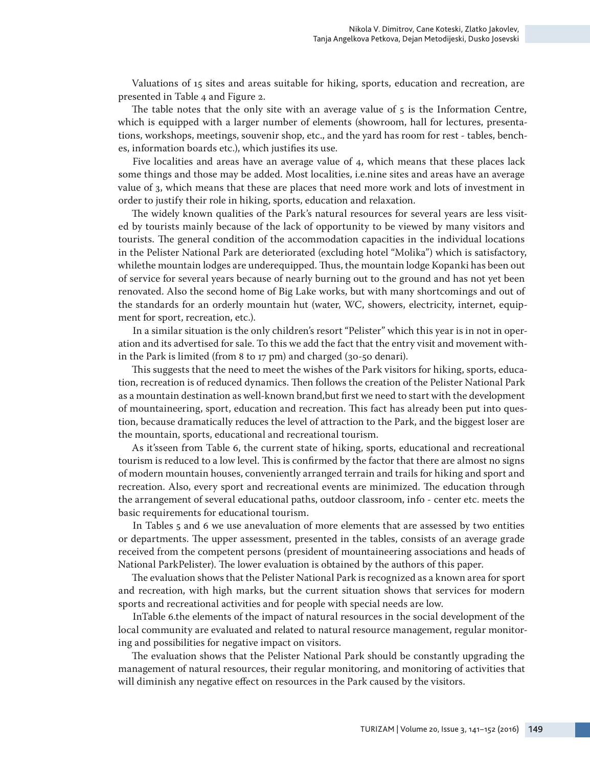Valuations of 15 sites and areas suitable for hiking, sports, education and recreation, are presented in Table 4 and Figure 2.

The table notes that the only site with an average value of 5 is the Information Centre, which is equipped with a larger number of elements (showroom, hall for lectures, presentations, workshops, meetings, souvenir shop, etc., and the yard has room for rest - tables, benches, information boards etc.), which justifies its use.

Five localities and areas have an average value of 4, which means that these places lack some things and those may be added. Most localities, i.e.nine sites and areas have an average value of 3, which means that these are places that need more work and lots of investment in order to justify their role in hiking, sports, education and relaxation.

The widely known qualities of the Park's natural resources for several years are less visited by tourists mainly because of the lack of opportunity to be viewed by many visitors and tourists. The general condition of the accommodation capacities in the individual locations in the Pelister National Park are deteriorated (excluding hotel "Molika") which is satisfactory, whilethe mountain lodges are underequipped. Thus, the mountain lodge Kopanki has been out of service for several years because of nearly burning out to the ground and has not yet been renovated. Also the second home of Big Lake works, but with many shortcomings and out of the standards for an orderly mountain hut (water, WC, showers, electricity, internet, equipment for sport, recreation, etc.).

In a similar situation is the only children's resort "Pelister" which this year is in not in operation and its advertised for sale. To this we add the fact that the entry visit and movement within the Park is limited (from 8 to 17 pm) and charged (30-50 denari).

This suggests that the need to meet the wishes of the Park visitors for hiking, sports, education, recreation is of reduced dynamics. Then follows the creation of the Pelister National Park as a mountain destination as well-known brand,but first we need to start with the development of mountaineering, sport, education and recreation. This fact has already been put into question, because dramatically reduces the level of attraction to the Park, and the biggest loser are the mountain, sports, educational and recreational tourism.

As it'sseen from Table 6, the current state of hiking, sports, educational and recreational tourism is reduced to a low level. This is confirmed by the factor that there are almost no signs of modern mountain houses, conveniently arranged terrain and trails for hiking and sport and recreation. Also, every sport and recreational events are minimized. The education through the arrangement of several educational paths, outdoor classroom, info - center etc. meets the basic requirements for educational tourism.

In Tables 5 and 6 we use anevaluation of more elements that are assessed by two entities or departments. The upper assessment, presented in the tables, consists of an average grade received from the competent persons (president of mountaineering associations and heads of National ParkPelister). The lower evaluation is obtained by the authors of this paper.

The evaluation shows that the Pelister National Park is recognized as a known area for sport and recreation, with high marks, but the current situation shows that services for modern sports and recreational activities and for people with special needs are low.

InTable 6.the elements of the impact of natural resources in the social development of the local community are evaluated and related to natural resource management, regular monitoring and possibilities for negative impact on visitors.

The evaluation shows that the Pelister National Park should be constantly upgrading the management of natural resources, their regular monitoring, and monitoring of activities that will diminish any negative effect on resources in the Park caused by the visitors.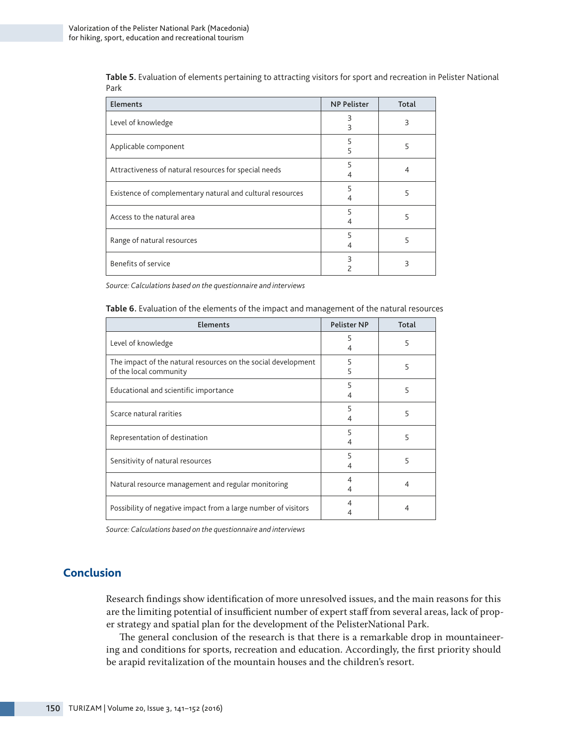**Table 5.** Evaluation of elements pertaining to attracting visitors for sport and recreation in Pelister National Park

| Elements | NP Pelister | Total |
|---|---|---|
| Level of knowledge | 3<br>3 | 3 |
| Applicable component | 5<br>5 | 5 |
| Attractiveness of natural resources for special needs | 5<br>4 | 4 |
| Existence of complementary natural and cultural resources | 5<br>4 | 5 |
| Access to the natural area | 5<br>4 | 5 |
| Range of natural resources | 5<br>4 | 5 |
| Benefits of service | 3<br>2 | 3 |

*Source: Calculations based on the questionnaire and interviews*

**Table 6.** Evaluation of the elements of the impact and management of the natural resources

| Elements | Pelister NP | Total |
|---|---|---|
| Level of knowledge | 5<br>4 | 5 |
| The impact of the natural resources on the social development of the local community | 5<br>5 | 5 |
| Educational and scientific importance | 5<br>4 | 5 |
| Scarce natural rarities | 5<br>4 | 5 |
| Representation of destination | 5<br>4 | 5 |
| Sensitivity of natural resources | 5<br>4 | 5 |
| Natural resource management and regular monitoring | 4<br>4 | 4 |
| Possibility of negative impact from a large number of visitors | 4<br>4 | 4 |

*Source: Calculations based on the questionnaire and interviews*

## Conclusion

Research findings show identification of more unresolved issues, and the main reasons for this are the limiting potential of insufficient number of expert staff from several areas, lack of proper strategy and spatial plan for the development of the PelisterNational Park.

The general conclusion of the research is that there is a remarkable drop in mountaineering and conditions for sports, recreation and education. Accordingly, the first priority should be arapid revitalization of the mountain houses and the children's resort.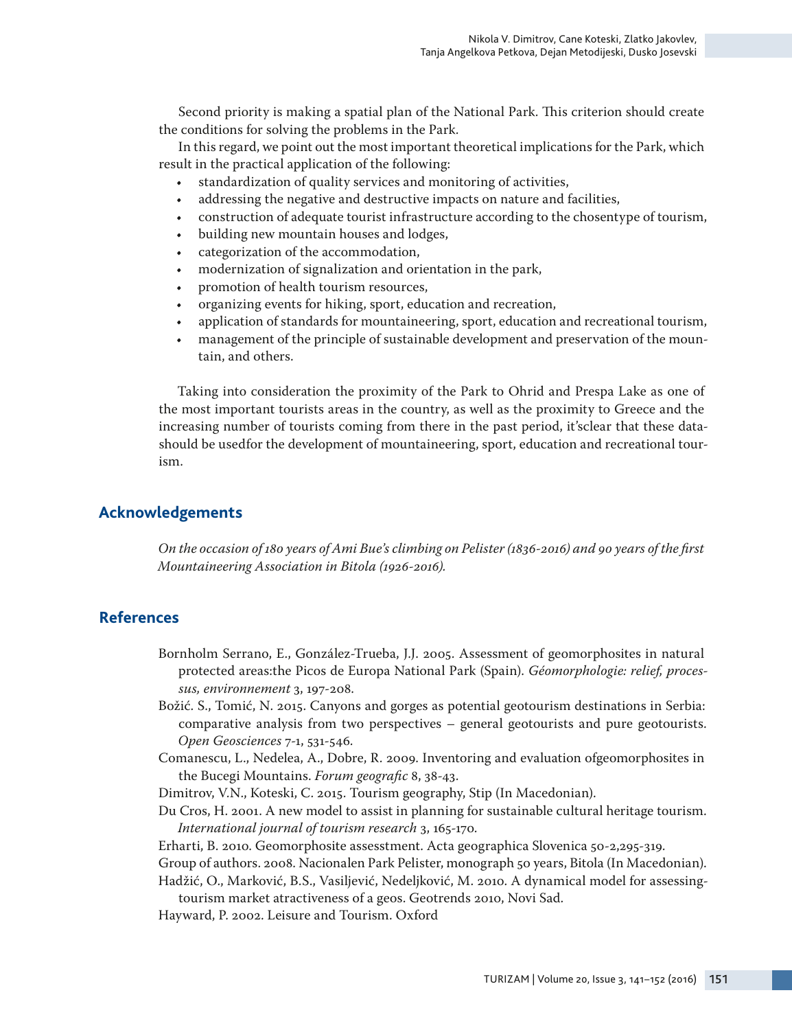Second priority is making a spatial plan of the National Park. This criterion should create the conditions for solving the problems in the Park.

In this regard, we point out the most important theoretical implications for the Park, which result in the practical application of the following:

- standardization of quality services and monitoring of activities,
- addressing the negative and destructive impacts on nature and facilities,
- construction of adequate tourist infrastructure according to the chosentype of tourism,
- building new mountain houses and lodges,
- categorization of the accommodation,
- modernization of signalization and orientation in the park,
- promotion of health tourism resources,
- organizing events for hiking, sport, education and recreation,
- application of standards for mountaineering, sport, education and recreational tourism,
- management of the principle of sustainable development and preservation of the mountain, and others.

Taking into consideration the proximity of the Park to Ohrid and Prespa Lake as one of the most important tourists areas in the country, as well as the proximity to Greece and the increasing number of tourists coming from there in the past period, it'sclear that these datashould be usedfor the development of mountaineering, sport, education and recreational tourism.

## Acknowledgements

*On the occasion of 180 years of Ami Bue's climbing on Pelister (1836-2016) and 90 years of the first Mountaineering Association in Bitola (1926-2016).*

## References

Bornholm Serrano, E., González-Trueba, J.J. 2005. Assessment of geomorphosites in natural protected areas:the Picos de Europa National Park (Spain). *Géomorphologie: relief, processus, environnement* 3, 197-208.

Božić. S., Tomić, N. 2015. Canyons and gorges as potential geotourism destinations in Serbia: comparative analysis from two perspectives – general geotourists and pure geotourists. *Open Geosciences* 7-1, 531-546.

Comanescu, L., Nedelea, A., Dobre, R. 2009. Inventoring and evaluation ofgeomorphosites in the Bucegi Mountains. *Forum geografic* 8, 38-43.

Dimitrov, V.N., Koteski, C. 2015. Tourism geography, Stip (In Macedonian).

Du Cros, H. 2001. A new model to assist in planning for sustainable cultural heritage tourism. *International journal of tourism research* 3, 165-170.

Erharti, B. 2010. Geomorphosite assesstment. Acta geographica Slovenica 50-2,295-319.

Group of authors. 2008. Nacionalen Park Pelister, monograph 50 years, Bitola (In Macedonian).

Hadžić, O., Marković, B.S., Vasiljević, Nedeljković, M. 2010. A dynamical model for assessingtourism market atractiveness of a geos. Geotrends 2010, Novi Sad.

Hayward, P. 2002. Leisure and Tourism. Oxford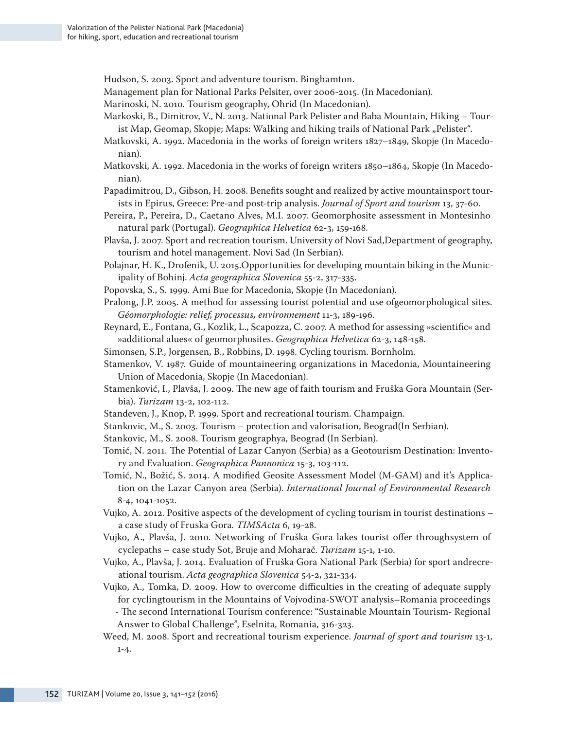Hudson, S. 2003. Sport and adventure tourism. Binghamton.

Management plan for National Parks Pelsiter, over 2006-2015. (In Macedonian).

Marinoski, N. 2010. Tourism geography, Ohrid (In Macedonian).

Markoski, B., Dimitrov, V., N. 2013. National Park Pelister and Baba Mountain, Hiking – Tourist Map, Geomap, Skopje; Maps: Walking and hiking trails of National Park „Pelister".

Matkovski, A. 1992. Macedonia in the works of foreign writers 1827–1849, Skopje (In Macedonian).

Matkovski, A. 1992. Macedonia in the works of foreign writers 1850–1864, Skopje (In Macedonian).

Papadimitrou, D., Gibson, H. 2008. Benefits sought and realized by active mountainsport tourists in Epirus, Greece: Pre-and post-trip analysis. *Journal of Sport and tourism* 13, 37-60.

Pereira, P., Pereira, D., Caetano Alves, M.I. 2007. Geomorphosite assessment in Montesinho natural park (Portugal). *Geographica Helvetica* 62-3, 159-168.

Plavša, J. 2007. Sport and recreation tourism. University of Novi Sad,Department of geography, tourism and hotel management. Novi Sad (In Serbian).

Polajnar, H. K., Drofenik, U. 2015.Opportunities for developing mountain biking in the Municipality of Bohinj. *Acta geographica Slovenica* 55-2, 317-335.

Popovska, S., S. 1999. Ami Bue for Macedonia, Skopje (In Macedonian).

Pralong, J.P. 2005. A method for assessing tourist potential and use ofgeomorphological sites. *Géomorphologie: relief, processus, environnement* 11-3, 189-196.

Reynard, E., Fontana, G., Kozlik, L., Scapozza, C. 2007. A method for assessing »scientific« and »additional alues« of geomorphosites. *Geographica Helvetica* 62-3, 148-158.

Simonsen, S.P., Jorgensen, B., Robbins, D. 1998. Cycling tourism. Bornholm.

Stamenkov, V. 1987. Guide of mountaineering organizations in Macedonia, Mountaineering Union of Macedonia, Skopje (In Macedonian).

Stamenković, I., Plavša, J. 2009. The new age of faith tourism and Fruška Gora Mountain (Serbia). *Turizam* 13-2, 102-112.

Standeven, J., Knop, P. 1999. Sport and recreational tourism. Champaign.

Stankovic, M., S. 2003. Tourism – protection and valorisation, Beograd(In Serbian).

Stankovic, M., S. 2008. Tourism geographya, Beograd (In Serbian).

Tomić, N. 2011. The Potential of Lazar Canyon (Serbia) as a Geotourism Destination: Inventory and Evaluation. *Geographica Pannonica* 15-3, 103-112.

Tomić, N., Božić, S. 2014. A modified Geosite Assessment Model (M-GAM) and it's Application on the Lazar Canyon area (Serbia). *International Journal of Environmental Research* 8-4, 1041-1052.

Vujko, A. 2012. Positive aspects of the development of cycling tourism in tourist destinations – a case study of Fruska Gora. *TIMSActa* 6, 19-28.

Vujko, A., Plavša, J. 2010. Networking of Fruška Gora lakes tourist offer throughsystem of cyclepaths – case study Sot, Bruje and Moharač. *Turizam* 15-1, 1-10.

Vujko, A., Plavša, J. 2014. Evaluation of Fruška Gora National Park (Serbia) for sport andrecreational tourism. *Acta geographica Slovenica* 54-2, 321-334.

Vujko, A., Tomka, D. 2009. How to overcome difficulties in the creating of adequate supply for cyclingtourism in the Mountains of Vojvodina-SWOT analysis–Romania proceedings - The second International Tourism conference: "Sustainable Mountain Tourism- Regional Answer to Global Challenge", Eselnita, Romania, 316-323.

Weed, M. 2008. Sport and recreational tourism experience. *Journal of sport and tourism* 13-1, 1-4.